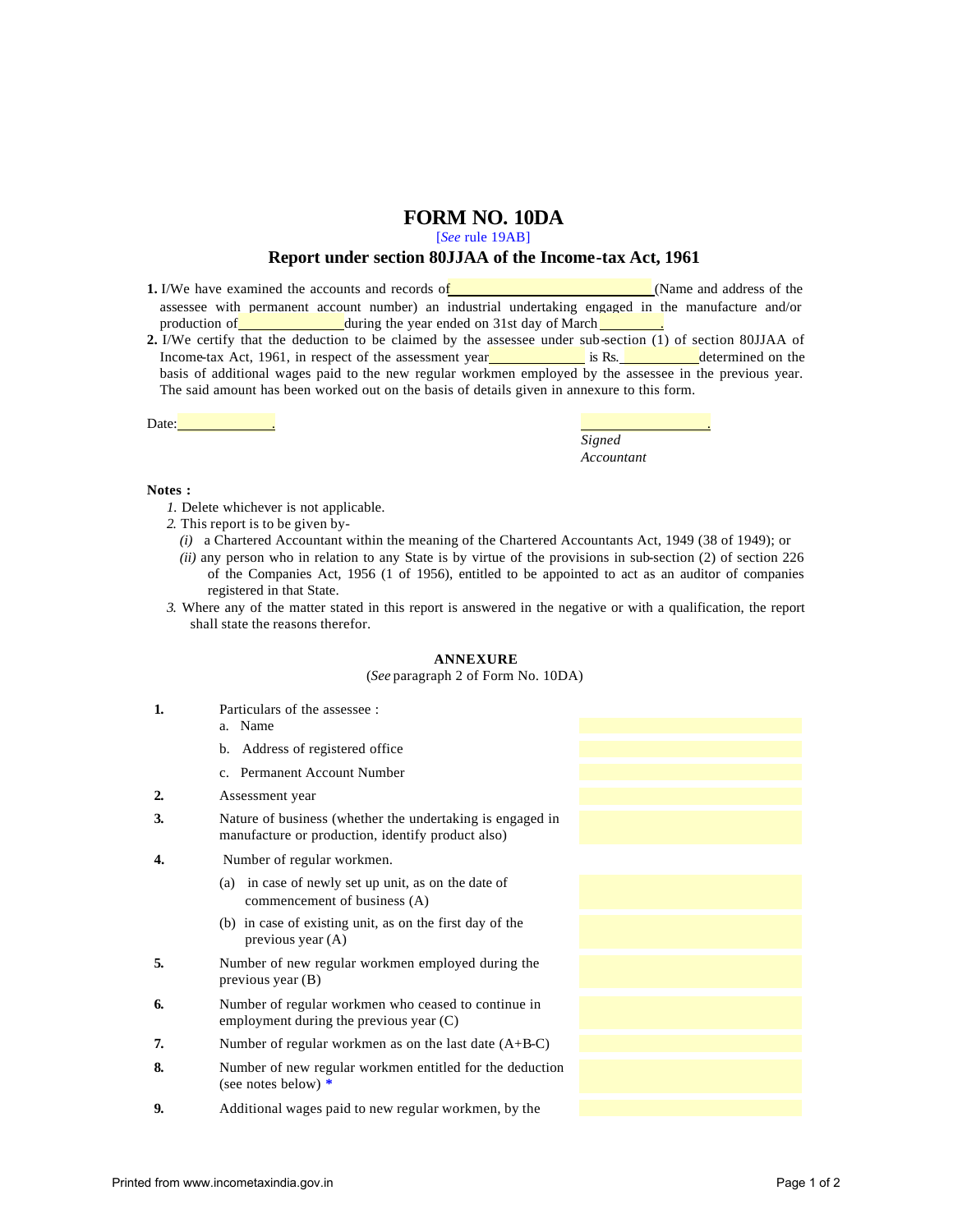# FORM NO. 10DA

[*See* rule 19AB]

## Report under section 80JJAA of the Income-tax Act, 1961

**1.** I/We have examined the accounts and records of \_\_\_\_\_\_\_\_\_\_\_\_\_\_\_\_\_\_\_\_ (Name and address of the assessee with permanent account number) an industrial undertaking engaged in the manufacture and/or production of \_\_\_\_\_\_\_\_\_\_\_\_ during the year ended on 31st day of March \_\_\_\_\_\_\_\_.

**2.** I/We certify that the deduction to be claimed by the assessee under sub-section (1) of section 80JJAA of Income-tax Act, 1961, in respect of the assessment year \_\_\_\_\_\_\_\_\_\_ is Rs. \_\_\_\_\_\_\_\_\_ determined on the basis of additional wages paid to the new regular workmen employed by the assessee in the previous year. The said amount has been worked out on the basis of details given in annexure to this form.

Date: \_\_\_\_\_\_\_\_\_\_.

\_\_\_\_\_\_\_\_\_\_\_\_\_\_.

*Signed*

*Accountant*

**Notes :**

*1.* Delete whichever is not applicable.

*2.* This report is to be given by-

*(i)* a Chartered Accountant within the meaning of the Chartered Accountants Act, 1949 (38 of 1949); or

*(ii)* any person who in relation to any State is by virtue of the provisions in sub-section (2) of section 226 of the Companies Act, 1956 (1 of 1956), entitled to be appointed to act as an auditor of companies registered in that State.

*3.* Where any of the matter stated in this report is answered in the negative or with a qualification, the report shall state the reasons therefor.

### ANNEXURE

(*See* paragraph 2 of Form No. 10DA)

| | | |
|---|---|---|
| **1.** | Particulars of the assessee :<br>a. Name | |
| | b. Address of registered office | |
| | c. Permanent Account Number | |
| **2.** | Assessment year | |
| **3.** | Nature of business (whether the undertaking is engaged in manufacture or production, identify product also) | |
| **4.** | Number of regular workmen. | |
| | (a) in case of newly set up unit, as on the date of commencement of business (A) | |
| | (b) in case of existing unit, as on the first day of the previous year (A) | |
| **5.** | Number of new regular workmen employed during the previous year (B) | |
| **6.** | Number of regular workmen who ceased to continue in employment during the previous year (C) | |
| **7.** | Number of regular workmen as on the last date (A+B-C) | |
| **8.** | Number of new regular workmen entitled for the deduction (see notes below) * | |
| **9.** | Additional wages paid to new regular workmen, by the | |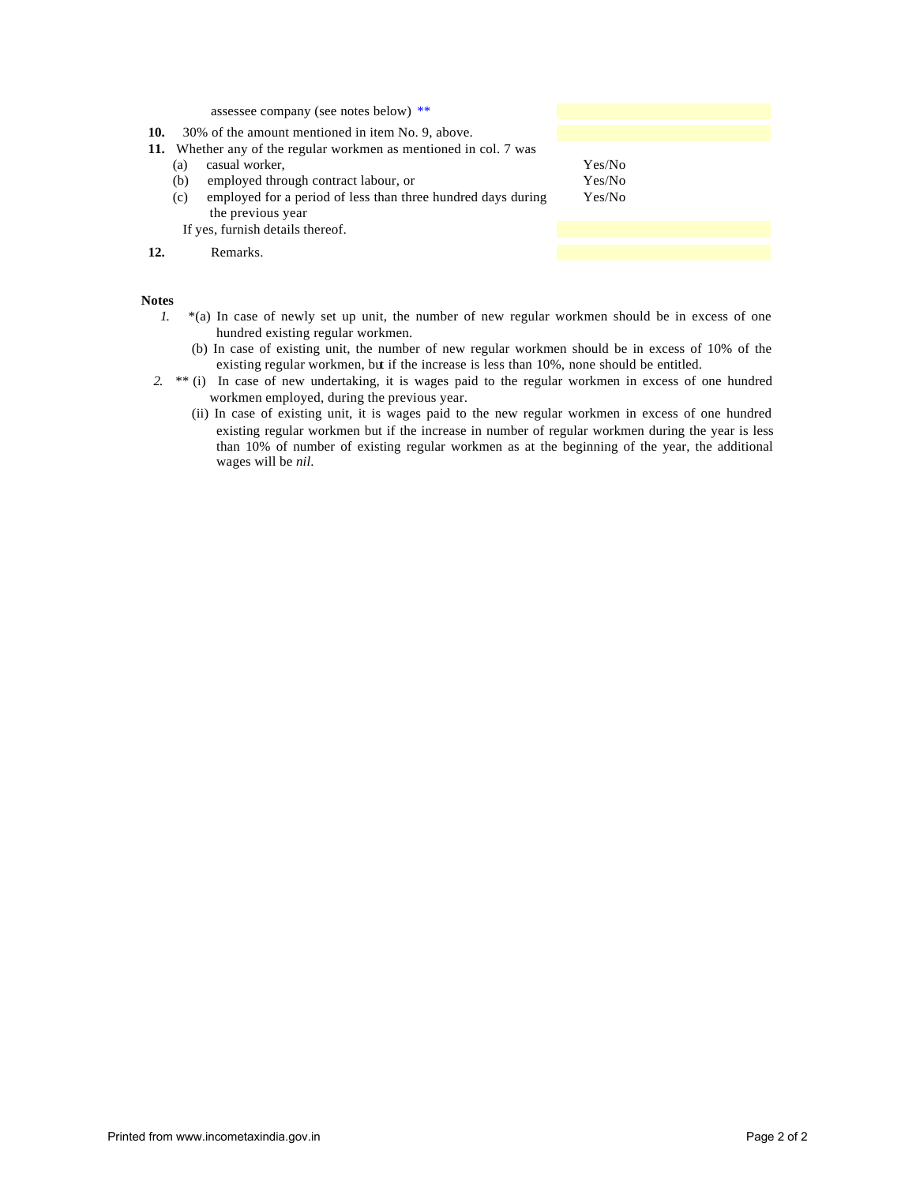assessee company (see notes below) **

**10.** 30% of the amount mentioned in item No. 9, above.

**11.** Whether any of the regular workmen as mentioned in col. 7 was

(a) casual worker, Yes/No

(b) employed through contract labour, or Yes/No

(c) employed for a period of less than three hundred days during the previous year Yes/No

If yes, furnish details thereof.

**12.** Remarks.

**Notes**

*1.* *(a) In case of newly set up unit, the number of new regular workmen should be in excess of one hundred existing regular workmen.

(b) In case of existing unit, the number of new regular workmen should be in excess of 10% of the existing regular workmen, but if the increase is less than 10%, none should be entitled.

*2.* ** (i) In case of new undertaking, it is wages paid to the regular workmen in excess of one hundred workmen employed, during the previous year.

(ii) In case of existing unit, it is wages paid to the new regular workmen in excess of one hundred existing regular workmen but if the increase in number of regular workmen during the year is less than 10% of number of existing regular workmen as at the beginning of the year, the additional wages will be *nil*.